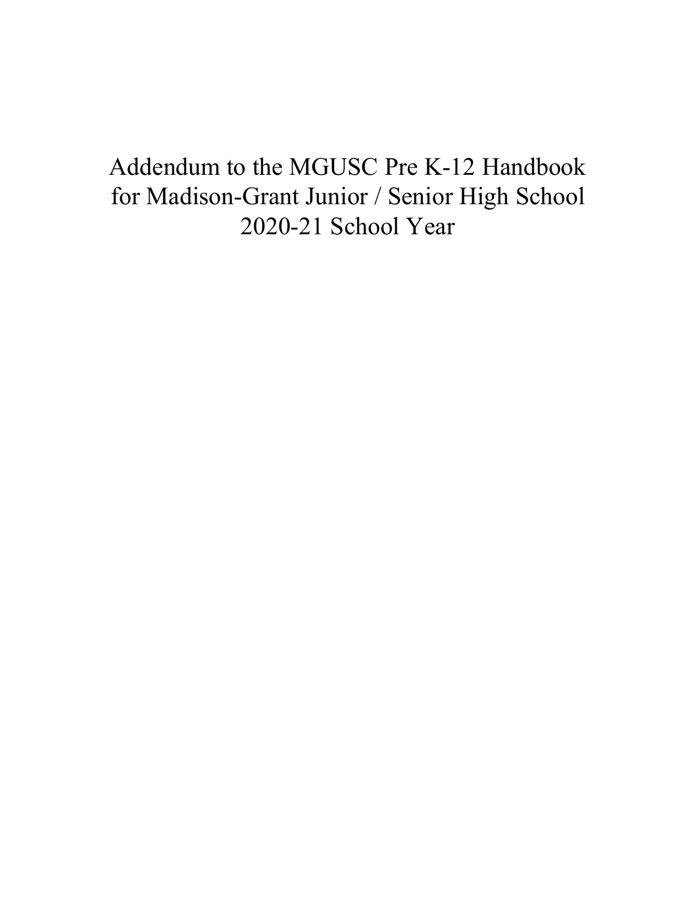# Addendum to the MGUSC Pre K-12 Handbook for Madison-Grant Junior / Senior High School 2020-21 School Year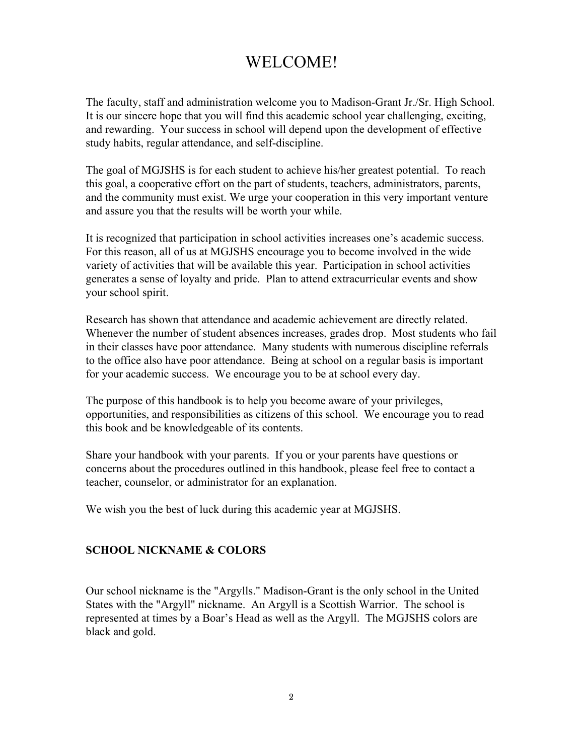# WELCOME!

The faculty, staff and administration welcome you to Madison-Grant Jr./Sr. High School. It is our sincere hope that you will find this academic school year challenging, exciting, and rewarding. Your success in school will depend upon the development of effective study habits, regular attendance, and self-discipline.

The goal of MGJSHS is for each student to achieve his/her greatest potential. To reach this goal, a cooperative effort on the part of students, teachers, administrators, parents, and the community must exist. We urge your cooperation in this very important venture and assure you that the results will be worth your while.

It is recognized that participation in school activities increases one's academic success. For this reason, all of us at MGJSHS encourage you to become involved in the wide variety of activities that will be available this year. Participation in school activities generates a sense of loyalty and pride. Plan to attend extracurricular events and show your school spirit.

Research has shown that attendance and academic achievement are directly related. Whenever the number of student absences increases, grades drop. Most students who fail in their classes have poor attendance. Many students with numerous discipline referrals to the office also have poor attendance. Being at school on a regular basis is important for your academic success. We encourage you to be at school every day.

The purpose of this handbook is to help you become aware of your privileges, opportunities, and responsibilities as citizens of this school. We encourage you to read this book and be knowledgeable of its contents.

Share your handbook with your parents. If you or your parents have questions or concerns about the procedures outlined in this handbook, please feel free to contact a teacher, counselor, or administrator for an explanation.

We wish you the best of luck during this academic year at MGJSHS.

## SCHOOL NICKNAME & COLORS

Our school nickname is the "Argylls." Madison-Grant is the only school in the United States with the "Argyll" nickname. An Argyll is a Scottish Warrior. The school is represented at times by a Boar's Head as well as the Argyll. The MGJSHS colors are black and gold.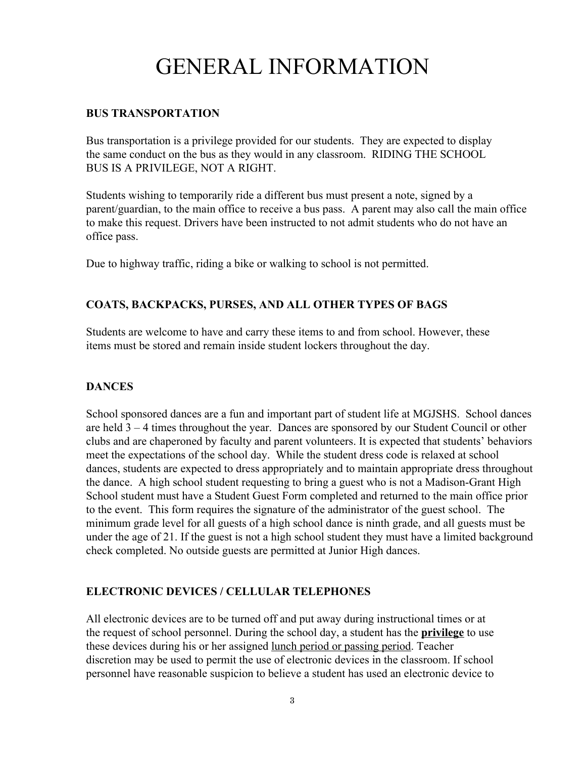# GENERAL INFORMATION

**BUS TRANSPORTATION**

Bus transportation is a privilege provided for our students. They are expected to display the same conduct on the bus as they would in any classroom. RIDING THE SCHOOL BUS IS A PRIVILEGE, NOT A RIGHT.

Students wishing to temporarily ride a different bus must present a note, signed by a parent/guardian, to the main office to receive a bus pass. A parent may also call the main office to make this request. Drivers have been instructed to not admit students who do not have an office pass.

Due to highway traffic, riding a bike or walking to school is not permitted.

**COATS, BACKPACKS, PURSES, AND ALL OTHER TYPES OF BAGS**

Students are welcome to have and carry these items to and from school. However, these items must be stored and remain inside student lockers throughout the day.

**DANCES**

School sponsored dances are a fun and important part of student life at MGJSHS. School dances are held 3 – 4 times throughout the year. Dances are sponsored by our Student Council or other clubs and are chaperoned by faculty and parent volunteers. It is expected that students' behaviors meet the expectations of the school day. While the student dress code is relaxed at school dances, students are expected to dress appropriately and to maintain appropriate dress throughout the dance. A high school student requesting to bring a guest who is not a Madison-Grant High School student must have a Student Guest Form completed and returned to the main office prior to the event. This form requires the signature of the administrator of the guest school. The minimum grade level for all guests of a high school dance is ninth grade, and all guests must be under the age of 21. If the guest is not a high school student they must have a limited background check completed. No outside guests are permitted at Junior High dances.

**ELECTRONIC DEVICES / CELLULAR TELEPHONES**

All electronic devices are to be turned off and put away during instructional times or at the request of school personnel. During the school day, a student has the **privilege** to use these devices during his or her assigned lunch period or passing period. Teacher discretion may be used to permit the use of electronic devices in the classroom. If school personnel have reasonable suspicion to believe a student has used an electronic device to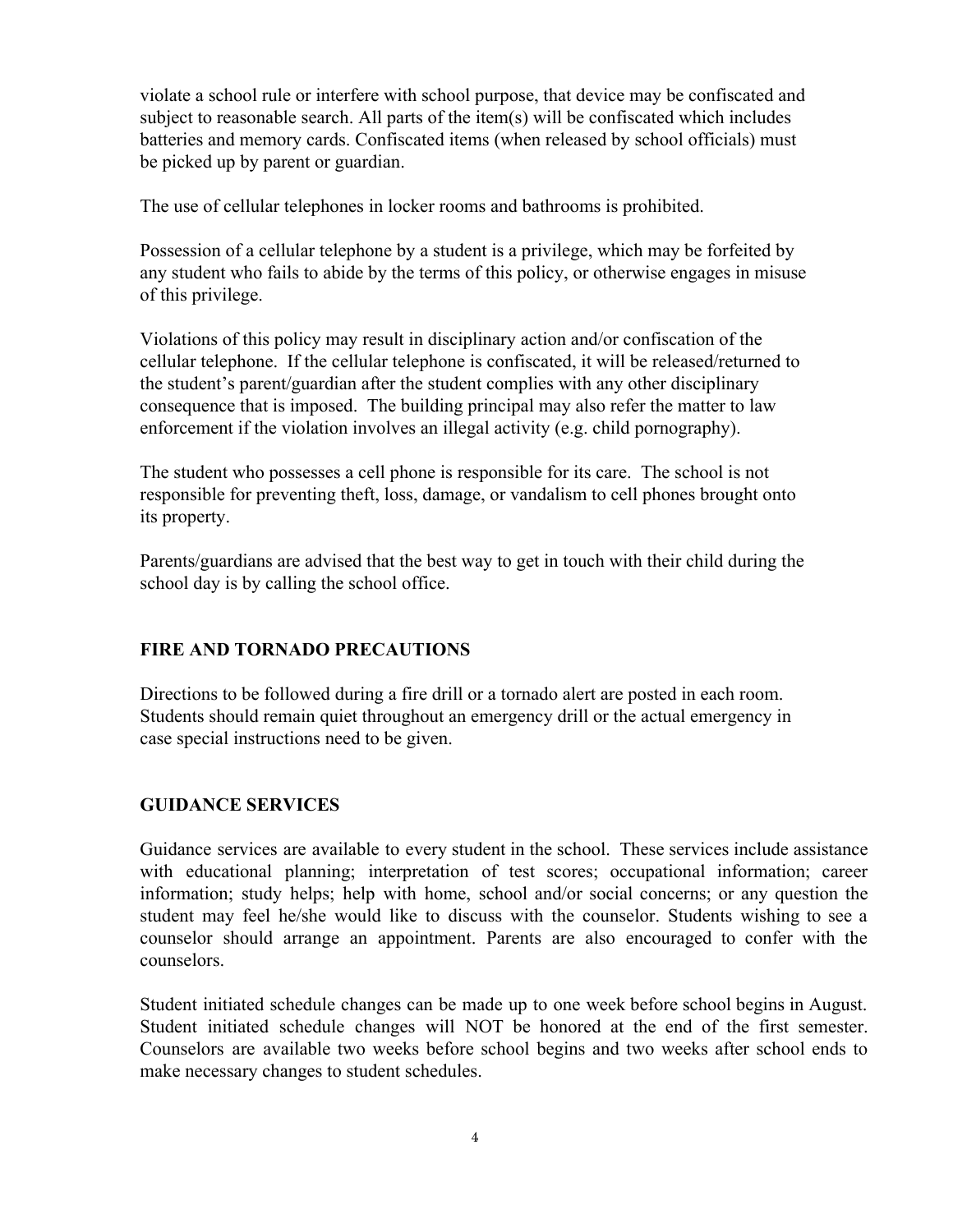violate a school rule or interfere with school purpose, that device may be confiscated and subject to reasonable search. All parts of the item(s) will be confiscated which includes batteries and memory cards. Confiscated items (when released by school officials) must be picked up by parent or guardian.

The use of cellular telephones in locker rooms and bathrooms is prohibited.

Possession of a cellular telephone by a student is a privilege, which may be forfeited by any student who fails to abide by the terms of this policy, or otherwise engages in misuse of this privilege.

Violations of this policy may result in disciplinary action and/or confiscation of the cellular telephone. If the cellular telephone is confiscated, it will be released/returned to the student's parent/guardian after the student complies with any other disciplinary consequence that is imposed. The building principal may also refer the matter to law enforcement if the violation involves an illegal activity (e.g. child pornography).

The student who possesses a cell phone is responsible for its care. The school is not responsible for preventing theft, loss, damage, or vandalism to cell phones brought onto its property.

Parents/guardians are advised that the best way to get in touch with their child during the school day is by calling the school office.

## FIRE AND TORNADO PRECAUTIONS

Directions to be followed during a fire drill or a tornado alert are posted in each room. Students should remain quiet throughout an emergency drill or the actual emergency in case special instructions need to be given.

## GUIDANCE SERVICES

Guidance services are available to every student in the school. These services include assistance with educational planning; interpretation of test scores; occupational information; career information; study helps; help with home, school and/or social concerns; or any question the student may feel he/she would like to discuss with the counselor. Students wishing to see a counselor should arrange an appointment. Parents are also encouraged to confer with the counselors.

Student initiated schedule changes can be made up to one week before school begins in August. Student initiated schedule changes will NOT be honored at the end of the first semester. Counselors are available two weeks before school begins and two weeks after school ends to make necessary changes to student schedules.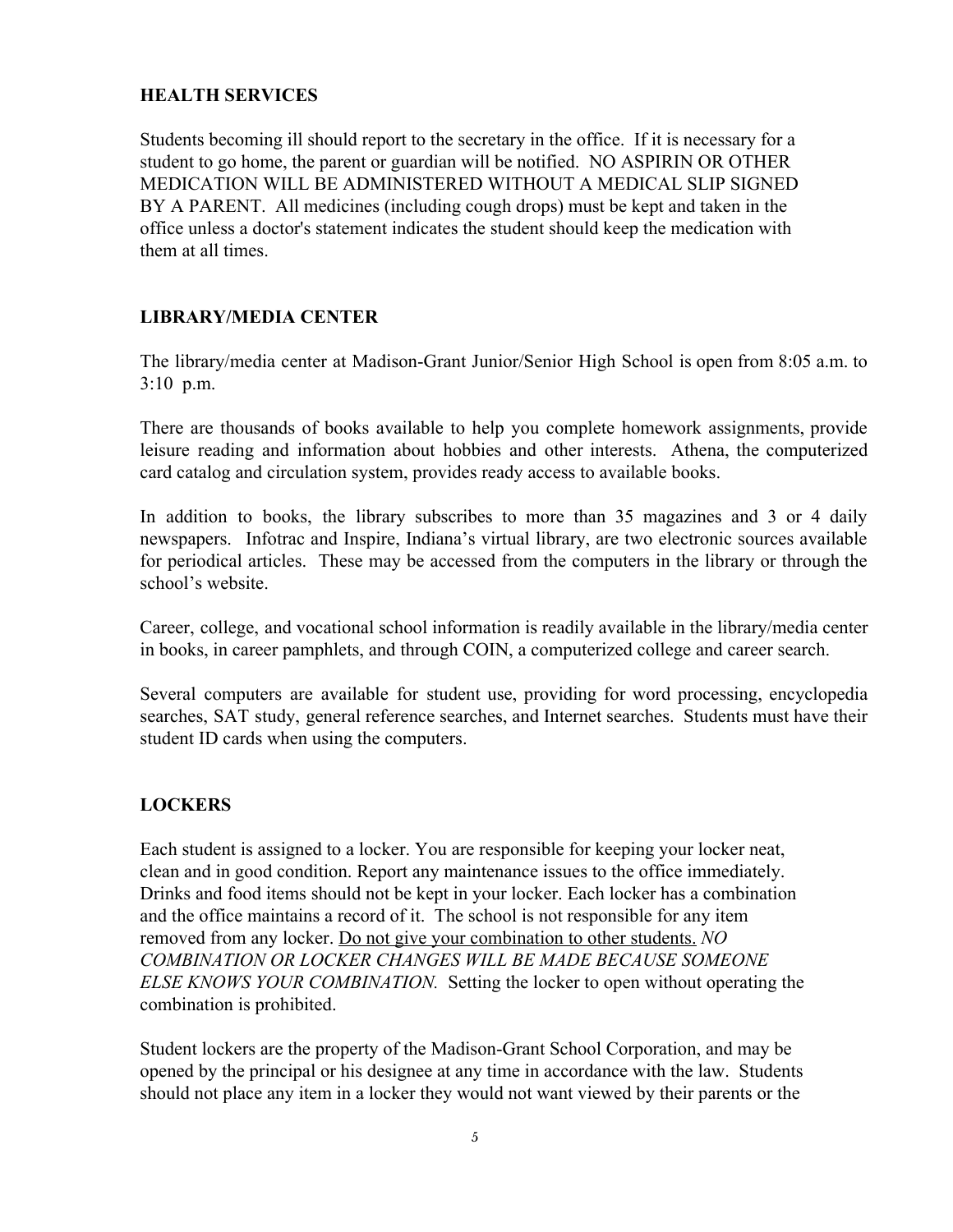## HEALTH SERVICES

Students becoming ill should report to the secretary in the office. If it is necessary for a student to go home, the parent or guardian will be notified. NO ASPIRIN OR OTHER MEDICATION WILL BE ADMINISTERED WITHOUT A MEDICAL SLIP SIGNED BY A PARENT. All medicines (including cough drops) must be kept and taken in the office unless a doctor's statement indicates the student should keep the medication with them at all times.

## LIBRARY/MEDIA CENTER

The library/media center at Madison-Grant Junior/Senior High School is open from 8:05 a.m. to 3:10 p.m.

There are thousands of books available to help you complete homework assignments, provide leisure reading and information about hobbies and other interests. Athena, the computerized card catalog and circulation system, provides ready access to available books.

In addition to books, the library subscribes to more than 35 magazines and 3 or 4 daily newspapers. Infotrac and Inspire, Indiana's virtual library, are two electronic sources available for periodical articles. These may be accessed from the computers in the library or through the school's website.

Career, college, and vocational school information is readily available in the library/media center in books, in career pamphlets, and through COIN, a computerized college and career search.

Several computers are available for student use, providing for word processing, encyclopedia searches, SAT study, general reference searches, and Internet searches. Students must have their student ID cards when using the computers.

## LOCKERS

Each student is assigned to a locker. You are responsible for keeping your locker neat, clean and in good condition. Report any maintenance issues to the office immediately. Drinks and food items should not be kept in your locker. Each locker has a combination and the office maintains a record of it. The school is not responsible for any item removed from any locker. <u>Do not give your combination to other students.</u> *NO COMBINATION OR LOCKER CHANGES WILL BE MADE BECAUSE SOMEONE ELSE KNOWS YOUR COMBINATION.* Setting the locker to open without operating the combination is prohibited.

Student lockers are the property of the Madison-Grant School Corporation, and may be opened by the principal or his designee at any time in accordance with the law. Students should not place any item in a locker they would not want viewed by their parents or the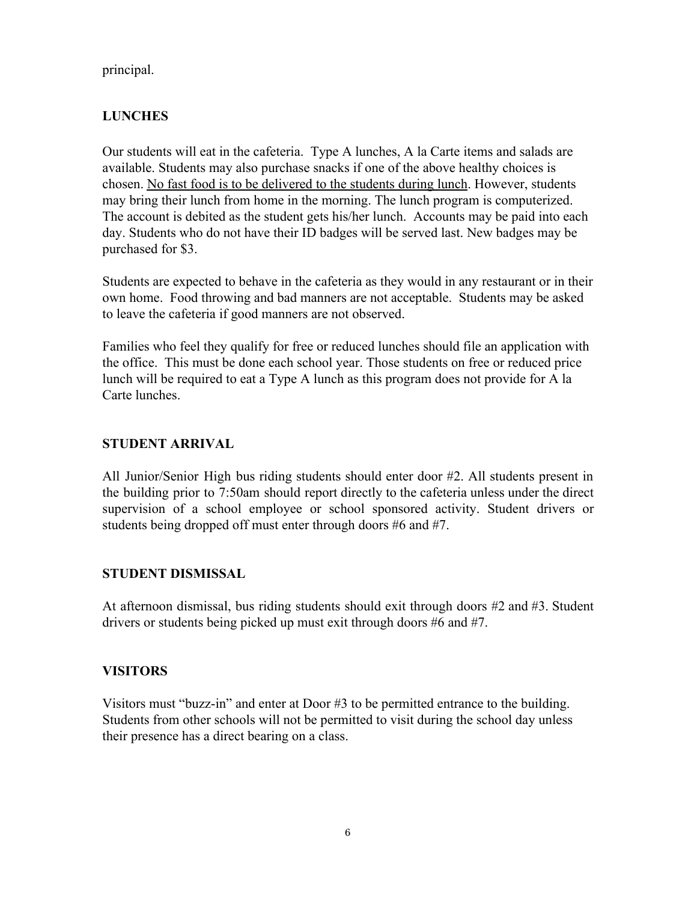principal.

## LUNCHES

Our students will eat in the cafeteria. Type A lunches, A la Carte items and salads are available. Students may also purchase snacks if one of the above healthy choices is chosen. <u>No fast food is to be delivered to the students during lunch</u>. However, students may bring their lunch from home in the morning. The lunch program is computerized. The account is debited as the student gets his/her lunch. Accounts may be paid into each day. Students who do not have their ID badges will be served last. New badges may be purchased for $3.

Students are expected to behave in the cafeteria as they would in any restaurant or in their own home. Food throwing and bad manners are not acceptable. Students may be asked to leave the cafeteria if good manners are not observed.

Families who feel they qualify for free or reduced lunches should file an application with the office. This must be done each school year. Those students on free or reduced price lunch will be required to eat a Type A lunch as this program does not provide for A la Carte lunches.

## STUDENT ARRIVAL

All Junior/Senior High bus riding students should enter door #2. All students present in the building prior to 7:50am should report directly to the cafeteria unless under the direct supervision of a school employee or school sponsored activity. Student drivers or students being dropped off must enter through doors #6 and #7.

## STUDENT DISMISSAL

At afternoon dismissal, bus riding students should exit through doors #2 and #3. Student drivers or students being picked up must exit through doors #6 and #7.

## VISITORS

Visitors must "buzz-in" and enter at Door #3 to be permitted entrance to the building. Students from other schools will not be permitted to visit during the school day unless their presence has a direct bearing on a class.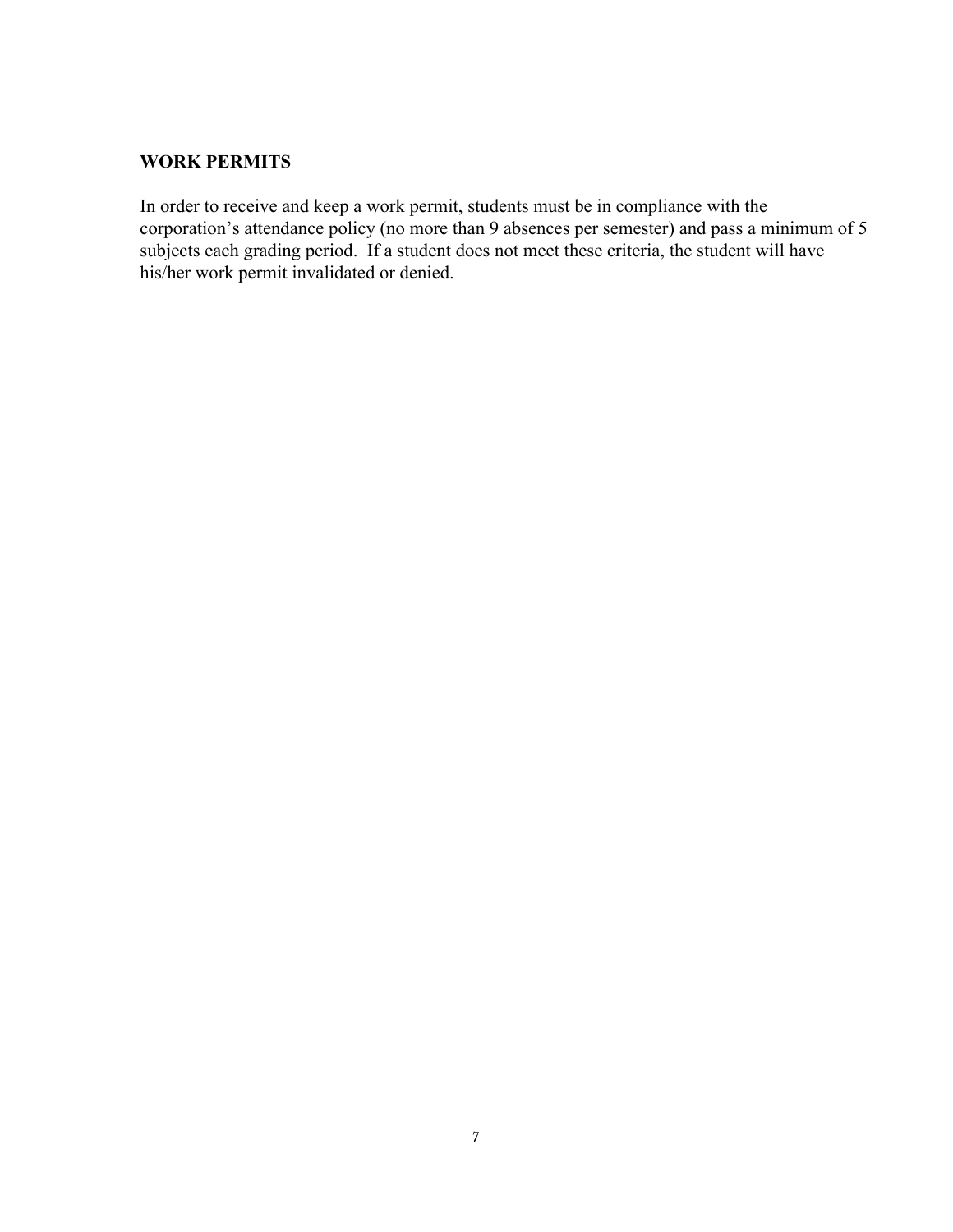## WORK PERMITS

In order to receive and keep a work permit, students must be in compliance with the corporation's attendance policy (no more than 9 absences per semester) and pass a minimum of 5 subjects each grading period. If a student does not meet these criteria, the student will have his/her work permit invalidated or denied.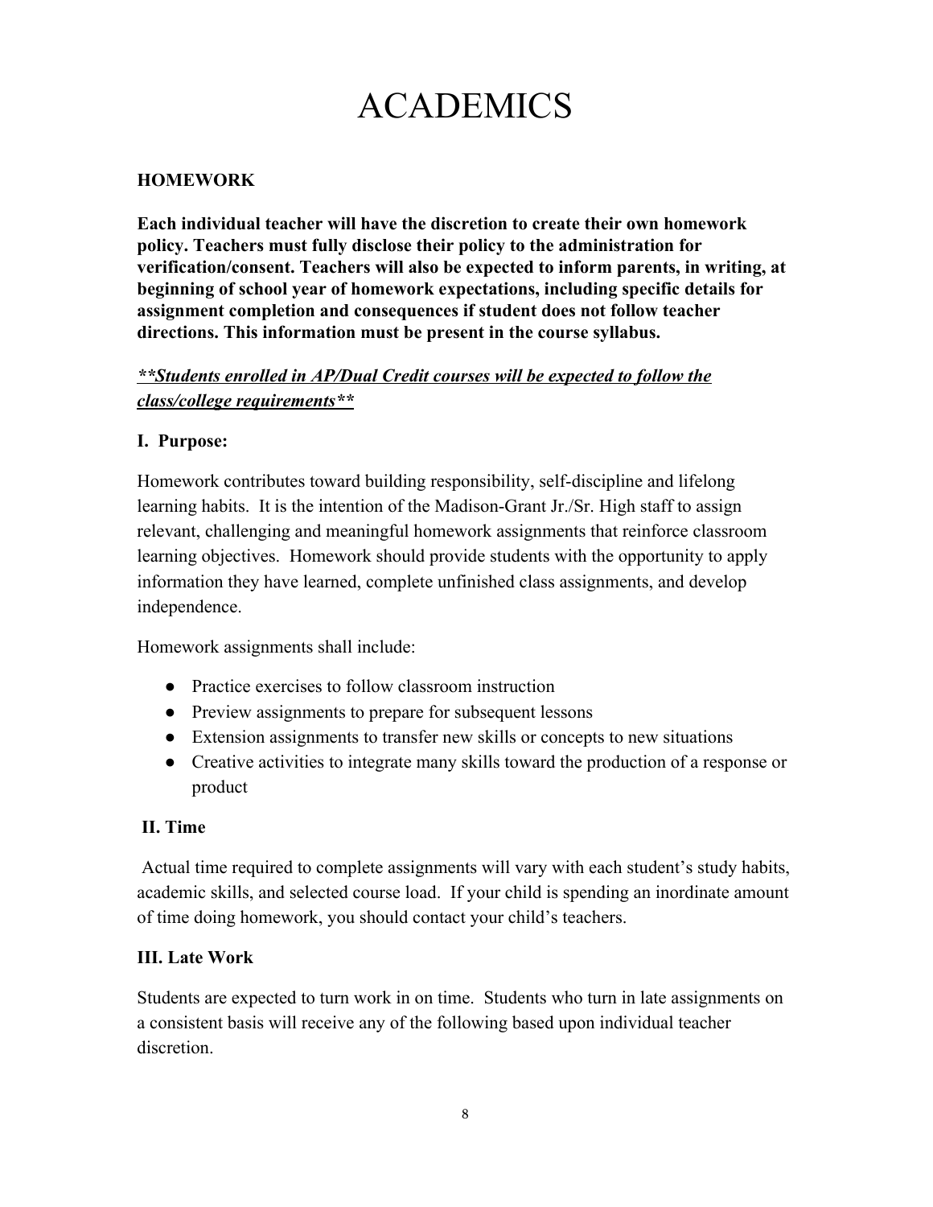# ACADEMICS

## HOMEWORK

**Each individual teacher will have the discretion to create their own homework policy. Teachers must fully disclose their policy to the administration for verification/consent. Teachers will also be expected to inform parents, in writing, at beginning of school year of homework expectations, including specific details for assignment completion and consequences if student does not follow teacher directions. This information must be present in the course syllabus.**

***<u>**Students enrolled in AP/Dual Credit courses will be expected to follow the class/college requirements**</u>***

### I. Purpose:

Homework contributes toward building responsibility, self-discipline and lifelong learning habits. It is the intention of the Madison-Grant Jr./Sr. High staff to assign relevant, challenging and meaningful homework assignments that reinforce classroom learning objectives. Homework should provide students with the opportunity to apply information they have learned, complete unfinished class assignments, and develop independence.

Homework assignments shall include:

- Practice exercises to follow classroom instruction
- Preview assignments to prepare for subsequent lessons
- Extension assignments to transfer new skills or concepts to new situations
- Creative activities to integrate many skills toward the production of a response or product

### II. Time

Actual time required to complete assignments will vary with each student's study habits, academic skills, and selected course load. If your child is spending an inordinate amount of time doing homework, you should contact your child's teachers.

### III. Late Work

Students are expected to turn work in on time. Students who turn in late assignments on a consistent basis will receive any of the following based upon individual teacher discretion.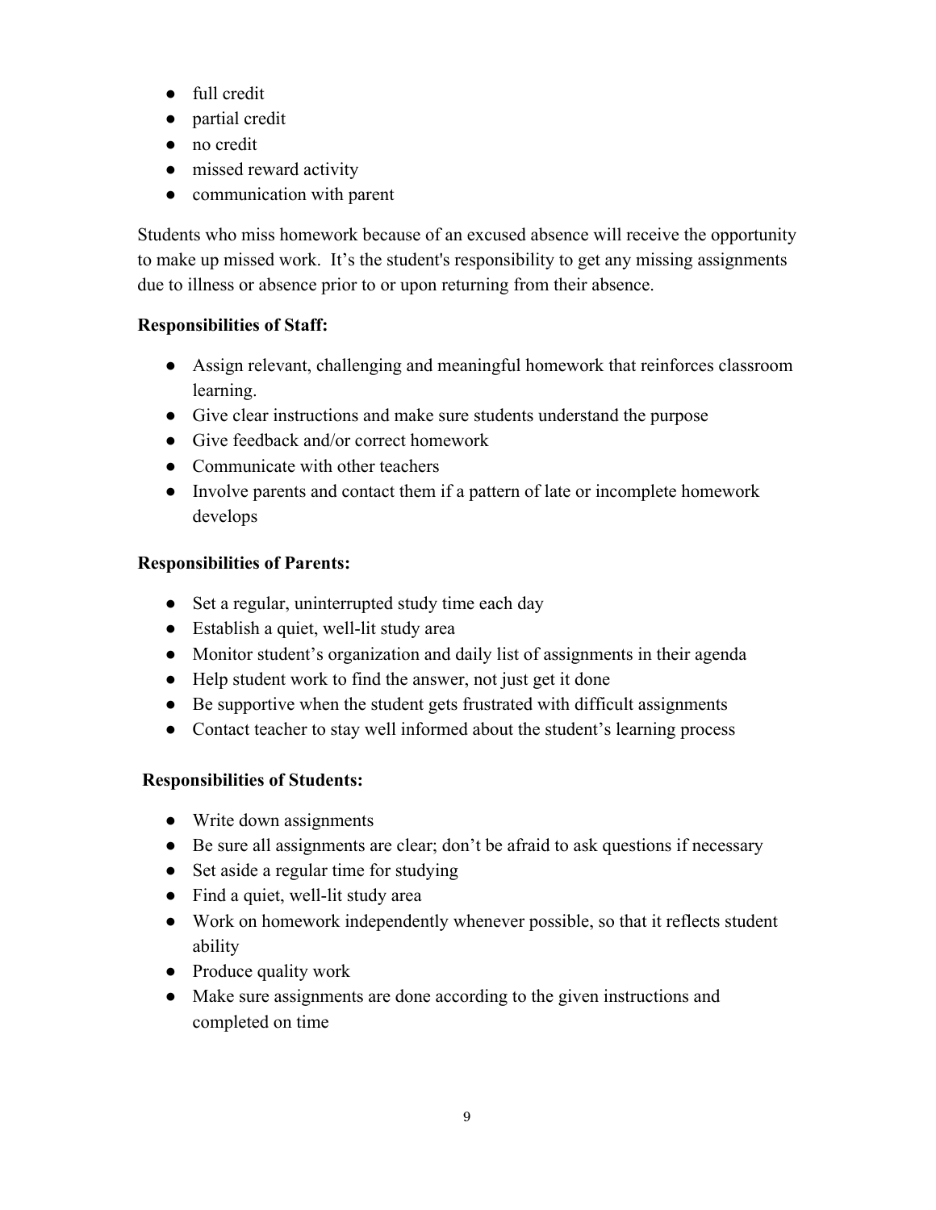- full credit
- partial credit
- no credit
- missed reward activity
- communication with parent

Students who miss homework because of an excused absence will receive the opportunity to make up missed work. It's the student's responsibility to get any missing assignments due to illness or absence prior to or upon returning from their absence.

**Responsibilities of Staff:**

- Assign relevant, challenging and meaningful homework that reinforces classroom learning.
- Give clear instructions and make sure students understand the purpose
- Give feedback and/or correct homework
- Communicate with other teachers
- Involve parents and contact them if a pattern of late or incomplete homework develops

**Responsibilities of Parents:**

- Set a regular, uninterrupted study time each day
- Establish a quiet, well-lit study area
- Monitor student's organization and daily list of assignments in their agenda
- Help student work to find the answer, not just get it done
- Be supportive when the student gets frustrated with difficult assignments
- Contact teacher to stay well informed about the student's learning process

**Responsibilities of Students:**

- Write down assignments
- Be sure all assignments are clear; don't be afraid to ask questions if necessary
- Set aside a regular time for studying
- Find a quiet, well-lit study area
- Work on homework independently whenever possible, so that it reflects student ability
- Produce quality work
- Make sure assignments are done according to the given instructions and completed on time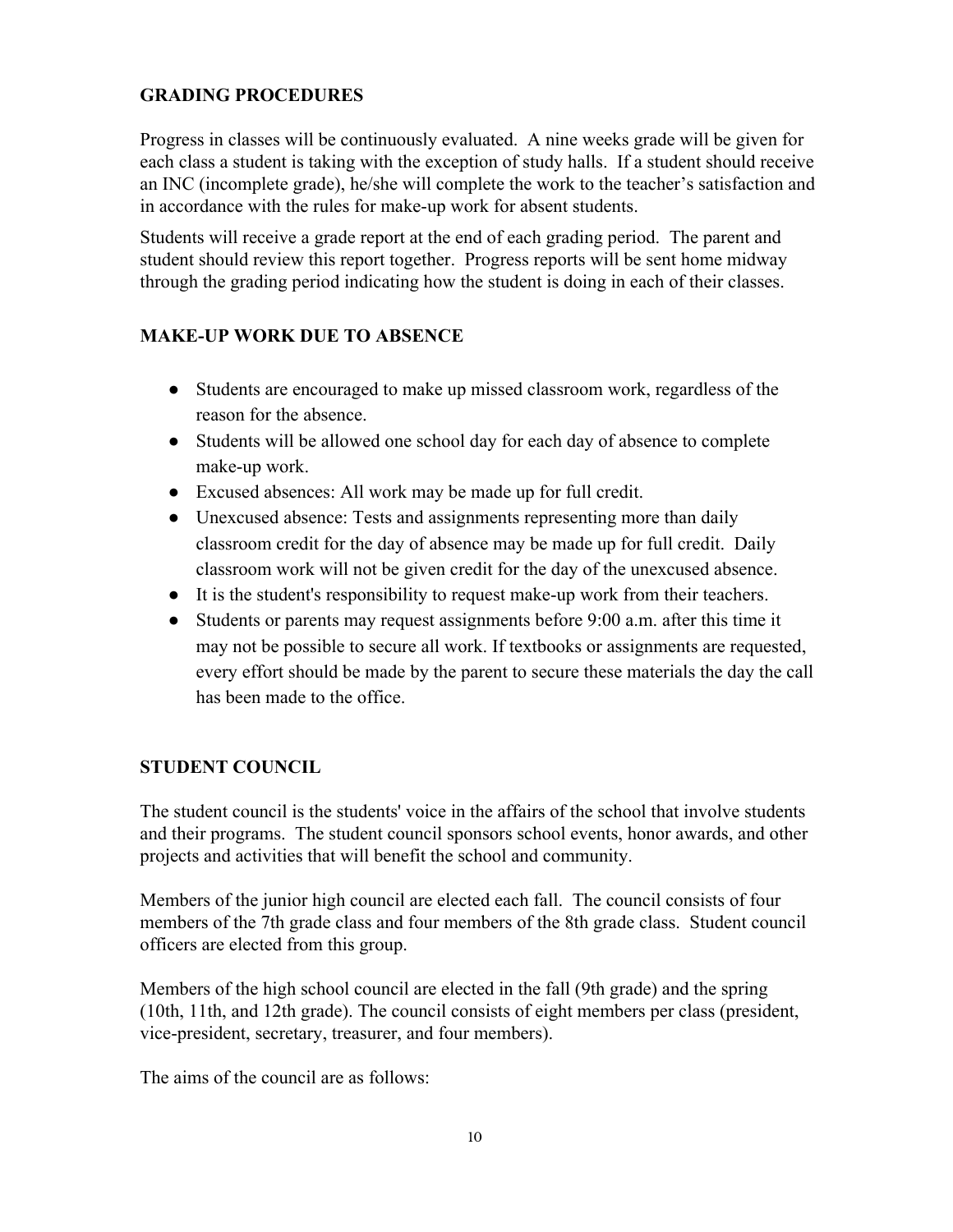## GRADING PROCEDURES

Progress in classes will be continuously evaluated. A nine weeks grade will be given for each class a student is taking with the exception of study halls. If a student should receive an INC (incomplete grade), he/she will complete the work to the teacher's satisfaction and in accordance with the rules for make-up work for absent students.

Students will receive a grade report at the end of each grading period. The parent and student should review this report together. Progress reports will be sent home midway through the grading period indicating how the student is doing in each of their classes.

## MAKE-UP WORK DUE TO ABSENCE

- Students are encouraged to make up missed classroom work, regardless of the reason for the absence.
- Students will be allowed one school day for each day of absence to complete make-up work.
- Excused absences: All work may be made up for full credit.
- Unexcused absence: Tests and assignments representing more than daily classroom credit for the day of absence may be made up for full credit. Daily classroom work will not be given credit for the day of the unexcused absence.
- It is the student's responsibility to request make-up work from their teachers.
- Students or parents may request assignments before 9:00 a.m. after this time it may not be possible to secure all work. If textbooks or assignments are requested, every effort should be made by the parent to secure these materials the day the call has been made to the office.

## STUDENT COUNCIL

The student council is the students' voice in the affairs of the school that involve students and their programs. The student council sponsors school events, honor awards, and other projects and activities that will benefit the school and community.

Members of the junior high council are elected each fall. The council consists of four members of the 7th grade class and four members of the 8th grade class. Student council officers are elected from this group.

Members of the high school council are elected in the fall (9th grade) and the spring (10th, 11th, and 12th grade). The council consists of eight members per class (president, vice-president, secretary, treasurer, and four members).

The aims of the council are as follows: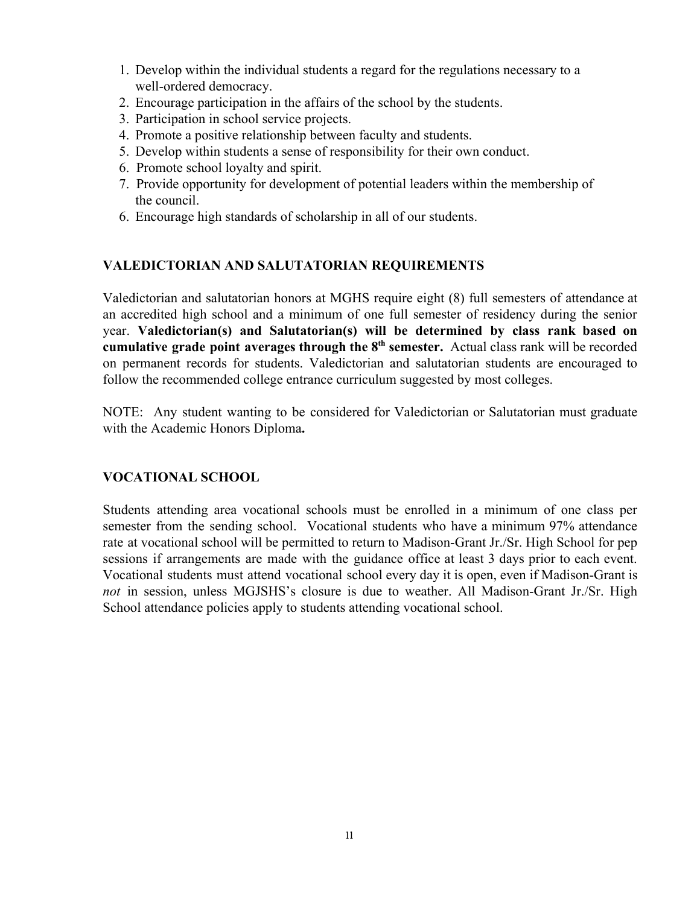1. Develop within the individual students a regard for the regulations necessary to a well-ordered democracy.
2. Encourage participation in the affairs of the school by the students.
3. Participation in school service projects.
4. Promote a positive relationship between faculty and students.
5. Develop within students a sense of responsibility for their own conduct.
6. Promote school loyalty and spirit.
7. Provide opportunity for development of potential leaders within the membership of the council.
6. Encourage high standards of scholarship in all of our students.

### VALEDICTORIAN AND SALUTATORIAN REQUIREMENTS

Valedictorian and salutatorian honors at MGHS require eight (8) full semesters of attendance at an accredited high school and a minimum of one full semester of residency during the senior year. **Valedictorian(s) and Salutatorian(s) will be determined by class rank based on cumulative grade point averages through the 8th semester.** Actual class rank will be recorded on permanent records for students. Valedictorian and salutatorian students are encouraged to follow the recommended college entrance curriculum suggested by most colleges.

NOTE: Any student wanting to be considered for Valedictorian or Salutatorian must graduate with the Academic Honors Diploma**.**

### VOCATIONAL SCHOOL

Students attending area vocational schools must be enrolled in a minimum of one class per semester from the sending school. Vocational students who have a minimum 97% attendance rate at vocational school will be permitted to return to Madison-Grant Jr./Sr. High School for pep sessions if arrangements are made with the guidance office at least 3 days prior to each event. Vocational students must attend vocational school every day it is open, even if Madison-Grant is *not* in session, unless MGJSHS's closure is due to weather. All Madison-Grant Jr./Sr. High School attendance policies apply to students attending vocational school.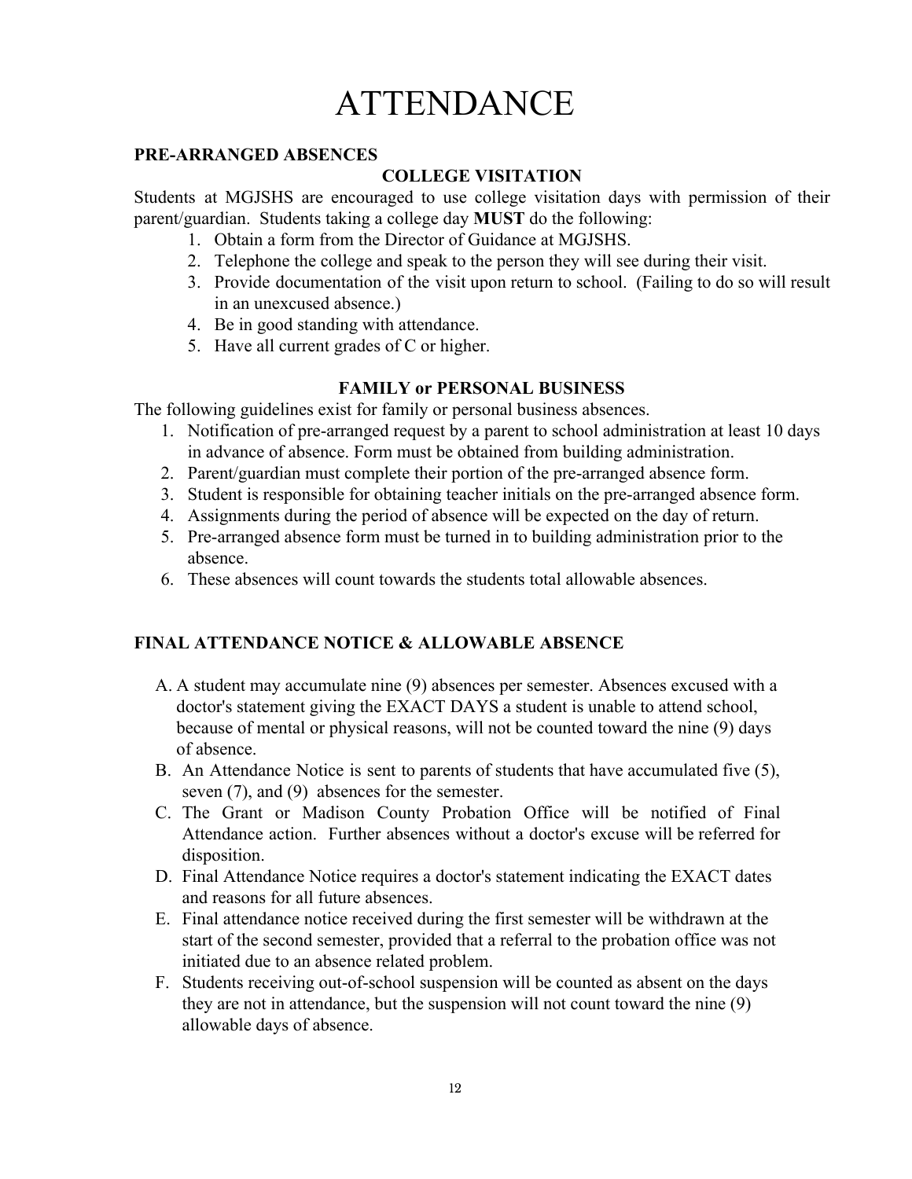# ATTENDANCE

## PRE-ARRANGED ABSENCES

### COLLEGE VISITATION

Students at MGJSHS are encouraged to use college visitation days with permission of their parent/guardian. Students taking a college day **MUST** do the following:

1. Obtain a form from the Director of Guidance at MGJSHS.
2. Telephone the college and speak to the person they will see during their visit.
3. Provide documentation of the visit upon return to school. (Failing to do so will result in an unexcused absence.)
4. Be in good standing with attendance.
5. Have all current grades of C or higher.

### FAMILY or PERSONAL BUSINESS

The following guidelines exist for family or personal business absences.

1. Notification of pre-arranged request by a parent to school administration at least 10 days in advance of absence. Form must be obtained from building administration.
2. Parent/guardian must complete their portion of the pre-arranged absence form.
3. Student is responsible for obtaining teacher initials on the pre-arranged absence form.
4. Assignments during the period of absence will be expected on the day of return.
5. Pre-arranged absence form must be turned in to building administration prior to the absence.
6. These absences will count towards the students total allowable absences.

## FINAL ATTENDANCE NOTICE & ALLOWABLE ABSENCE

A. A student may accumulate nine (9) absences per semester. Absences excused with a doctor's statement giving the EXACT DAYS a student is unable to attend school, because of mental or physical reasons, will not be counted toward the nine (9) days of absence.

B. An Attendance Notice is sent to parents of students that have accumulated five (5), seven (7), and (9) absences for the semester.

C. The Grant or Madison County Probation Office will be notified of Final Attendance action. Further absences without a doctor's excuse will be referred for disposition.

D. Final Attendance Notice requires a doctor's statement indicating the EXACT dates and reasons for all future absences.

E. Final attendance notice received during the first semester will be withdrawn at the start of the second semester, provided that a referral to the probation office was not initiated due to an absence related problem.

F. Students receiving out-of-school suspension will be counted as absent on the days they are not in attendance, but the suspension will not count toward the nine (9) allowable days of absence.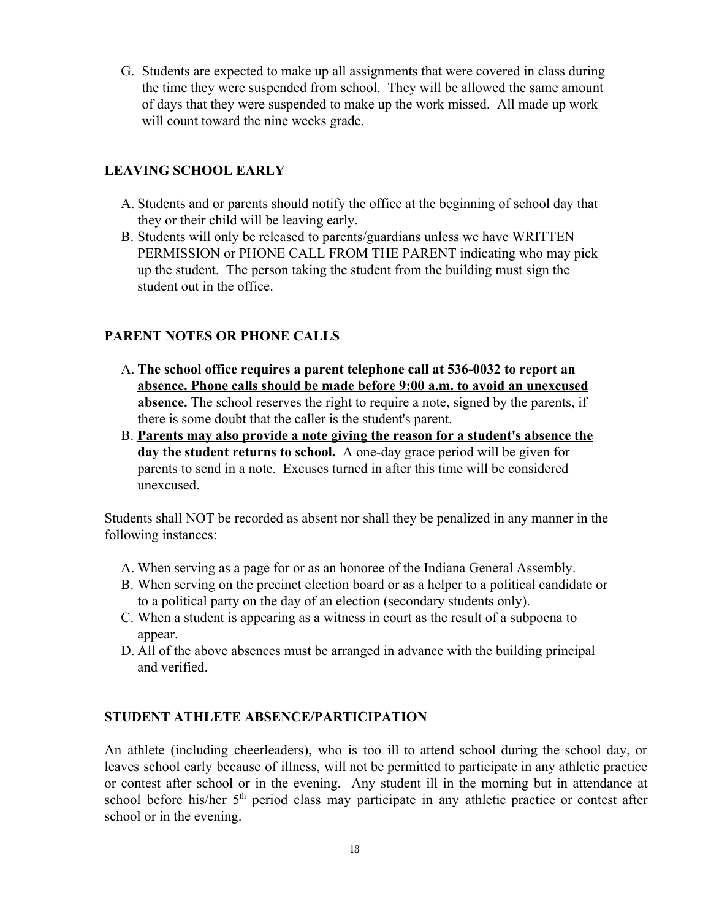G. Students are expected to make up all assignments that were covered in class during the time they were suspended from school. They will be allowed the same amount of days that they were suspended to make up the work missed. All made up work will count toward the nine weeks grade.

## LEAVING SCHOOL EARLY

A. Students and or parents should notify the office at the beginning of school day that they or their child will be leaving early.
B. Students will only be released to parents/guardians unless we have WRITTEN PERMISSION or PHONE CALL FROM THE PARENT indicating who may pick up the student. The person taking the student from the building must sign the student out in the office.

## PARENT NOTES OR PHONE CALLS

A. **The school office requires a parent telephone call at 536-0032 to report an absence. Phone calls should be made before 9:00 a.m. to avoid an unexcused absence.** The school reserves the right to require a note, signed by the parents, if there is some doubt that the caller is the student's parent.
B. **Parents may also provide a note giving the reason for a student's absence the day the student returns to school.** A one-day grace period will be given for parents to send in a note. Excuses turned in after this time will be considered unexcused.

Students shall NOT be recorded as absent nor shall they be penalized in any manner in the following instances:

A. When serving as a page for or as an honoree of the Indiana General Assembly.
B. When serving on the precinct election board or as a helper to a political candidate or to a political party on the day of an election (secondary students only).
C. When a student is appearing as a witness in court as the result of a subpoena to appear.
D. All of the above absences must be arranged in advance with the building principal and verified.

## STUDENT ATHLETE ABSENCE/PARTICIPATION

An athlete (including cheerleaders), who is too ill to attend school during the school day, or leaves school early because of illness, will not be permitted to participate in any athletic practice or contest after school or in the evening. Any student ill in the morning but in attendance at school before his/her 5th period class may participate in any athletic practice or contest after school or in the evening.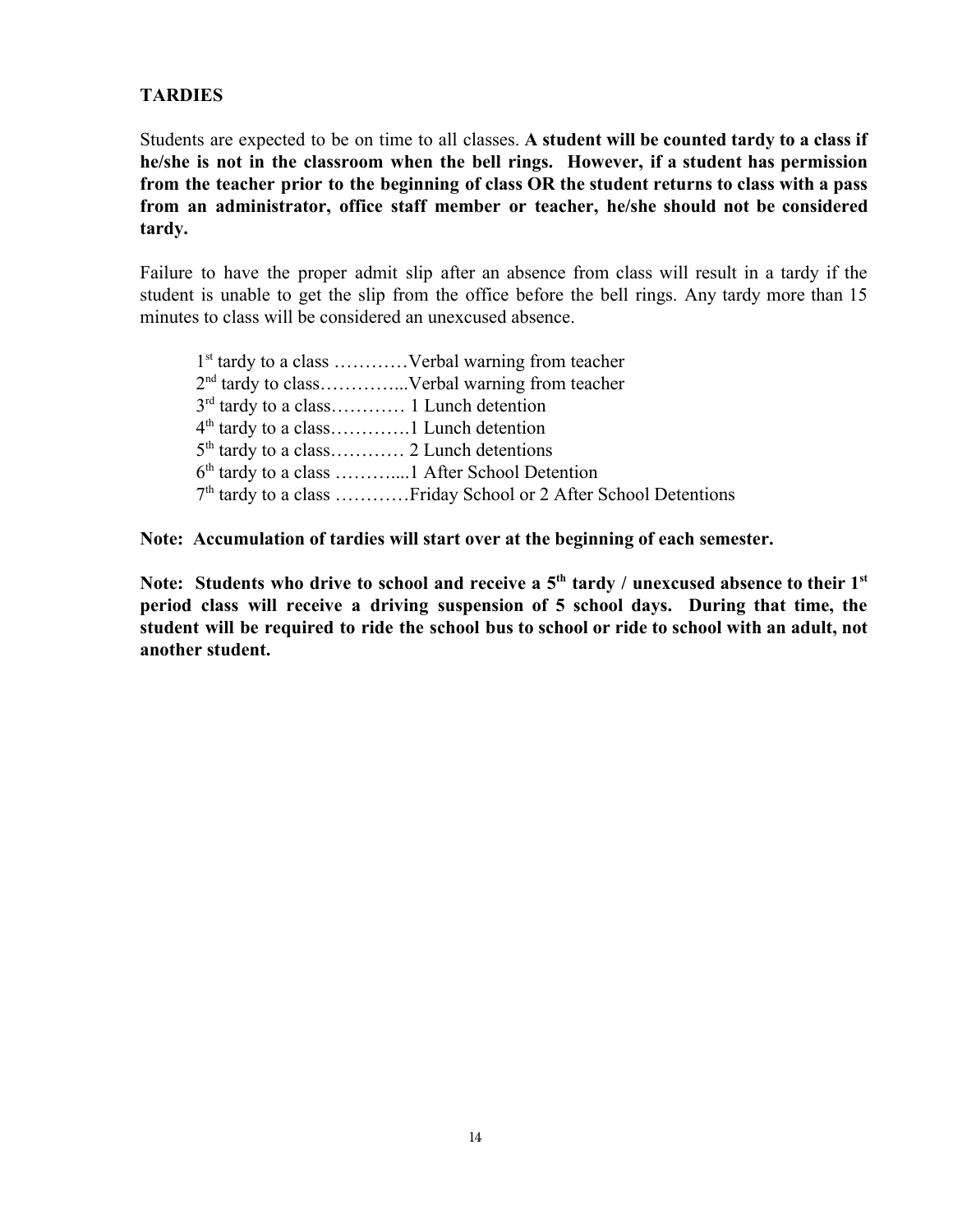## TARDIES

Students are expected to be on time to all classes. **A student will be counted tardy to a class if he/she is not in the classroom when the bell rings. However, if a student has permission from the teacher prior to the beginning of class OR the student returns to class with a pass from an administrator, office staff member or teacher, he/she should not be considered tardy.**

Failure to have the proper admit slip after an absence from class will result in a tardy if the student is unable to get the slip from the office before the bell rings. Any tardy more than 15 minutes to class will be considered an unexcused absence.

1st tardy to a class …………Verbal warning from teacher
2nd tardy to class…………...Verbal warning from teacher
3rd tardy to a class………… 1 Lunch detention
4th tardy to a class………….1 Lunch detention
5th tardy to a class………… 2 Lunch detentions
6th tardy to a class ………....1 After School Detention
7th tardy to a class …………Friday School or 2 After School Detentions

**Note: Accumulation of tardies will start over at the beginning of each semester.**

**Note: Students who drive to school and receive a 5th tardy / unexcused absence to their 1st period class will receive a driving suspension of 5 school days. During that time, the student will be required to ride the school bus to school or ride to school with an adult, not another student.**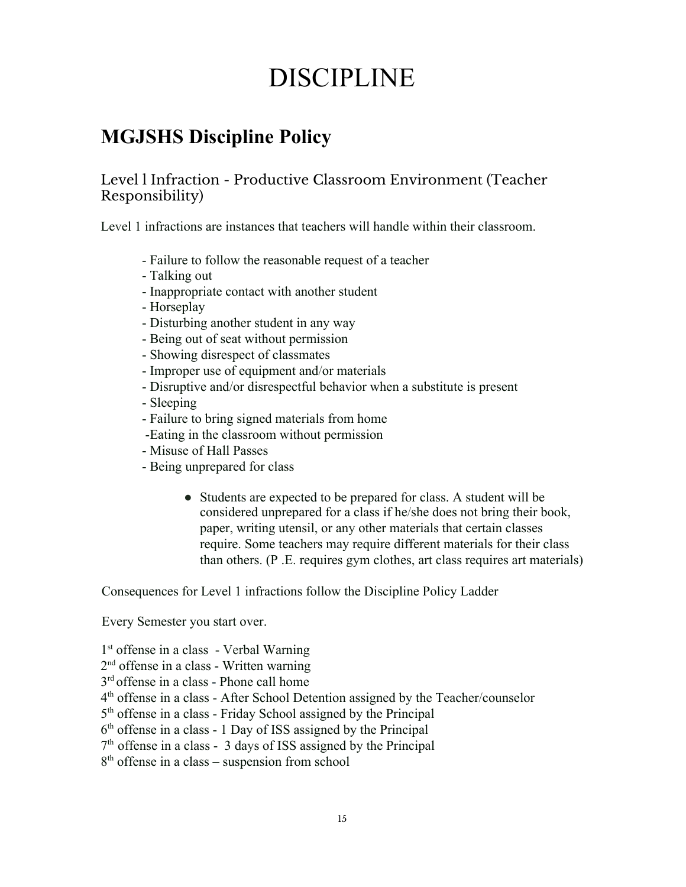# DISCIPLINE

## MGJSHS Discipline Policy

### Level l Infraction - Productive Classroom Environment (Teacher Responsibility)

Level 1 infractions are instances that teachers will handle within their classroom.

- Failure to follow the reasonable request of a teacher
- Talking out
- Inappropriate contact with another student
- Horseplay
- Disturbing another student in any way
- Being out of seat without permission
- Showing disrespect of classmates
- Improper use of equipment and/or materials
- Disruptive and/or disrespectful behavior when a substitute is present
- Sleeping
- Failure to bring signed materials from home
- Eating in the classroom without permission
- Misuse of Hall Passes
- Being unprepared for class
    - Students are expected to be prepared for class. A student will be considered unprepared for a class if he/she does not bring their book, paper, writing utensil, or any other materials that certain classes require. Some teachers may require different materials for their class than others. (P .E. requires gym clothes, art class requires art materials)

Consequences for Level 1 infractions follow the Discipline Policy Ladder

Every Semester you start over.

1st offense in a class - Verbal Warning
2nd offense in a class - Written warning
3rd offense in a class - Phone call home
4th offense in a class - After School Detention assigned by the Teacher/counselor
5th offense in a class - Friday School assigned by the Principal
6th offense in a class - 1 Day of ISS assigned by the Principal
7th offense in a class - 3 days of ISS assigned by the Principal
8th offense in a class – suspension from school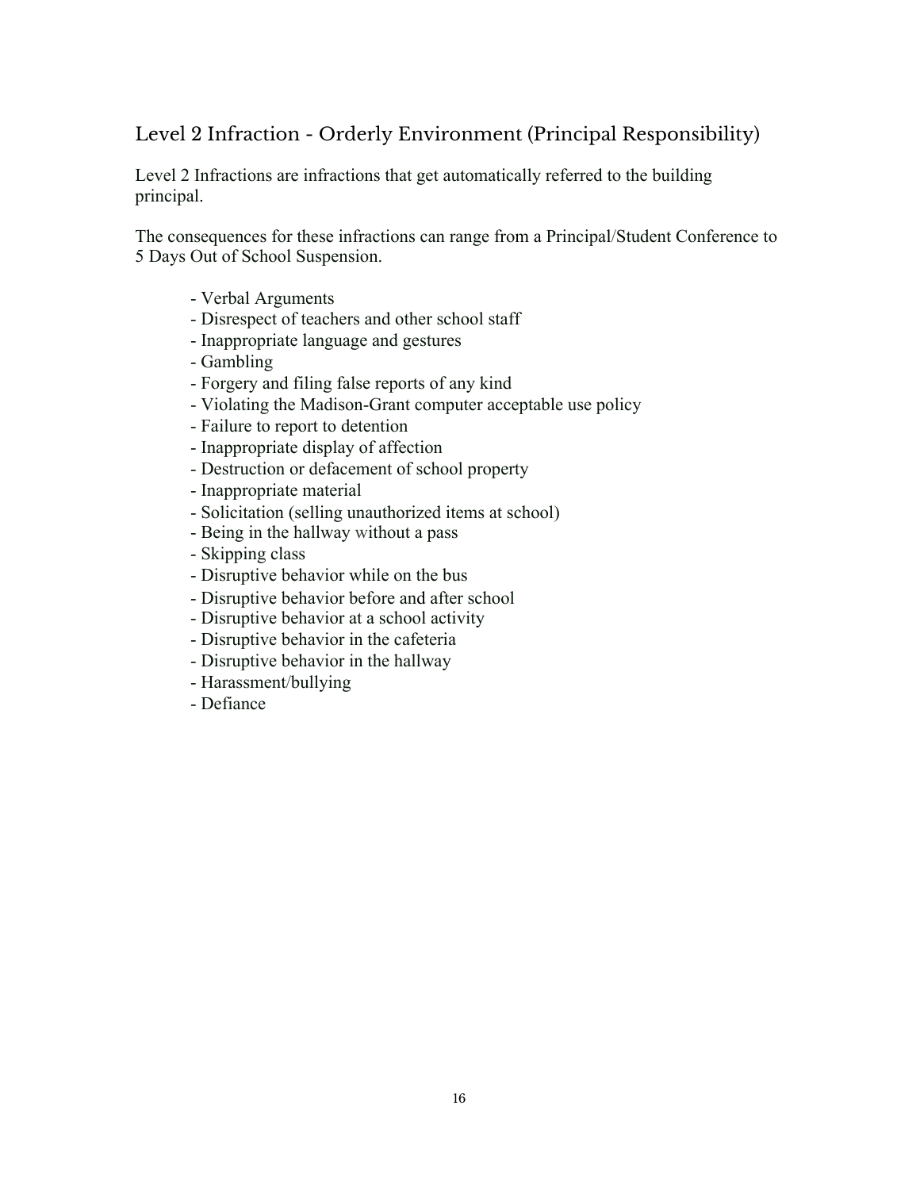## Level 2 Infraction - Orderly Environment (Principal Responsibility)

Level 2 Infractions are infractions that get automatically referred to the building principal.

The consequences for these infractions can range from a Principal/Student Conference to 5 Days Out of School Suspension.

- Verbal Arguments
- Disrespect of teachers and other school staff
- Inappropriate language and gestures
- Gambling
- Forgery and filing false reports of any kind
- Violating the Madison-Grant computer acceptable use policy
- Failure to report to detention
- Inappropriate display of affection
- Destruction or defacement of school property
- Inappropriate material
- Solicitation (selling unauthorized items at school)
- Being in the hallway without a pass
- Skipping class
- Disruptive behavior while on the bus
- Disruptive behavior before and after school
- Disruptive behavior at a school activity
- Disruptive behavior in the cafeteria
- Disruptive behavior in the hallway
- Harassment/bullying
- Defiance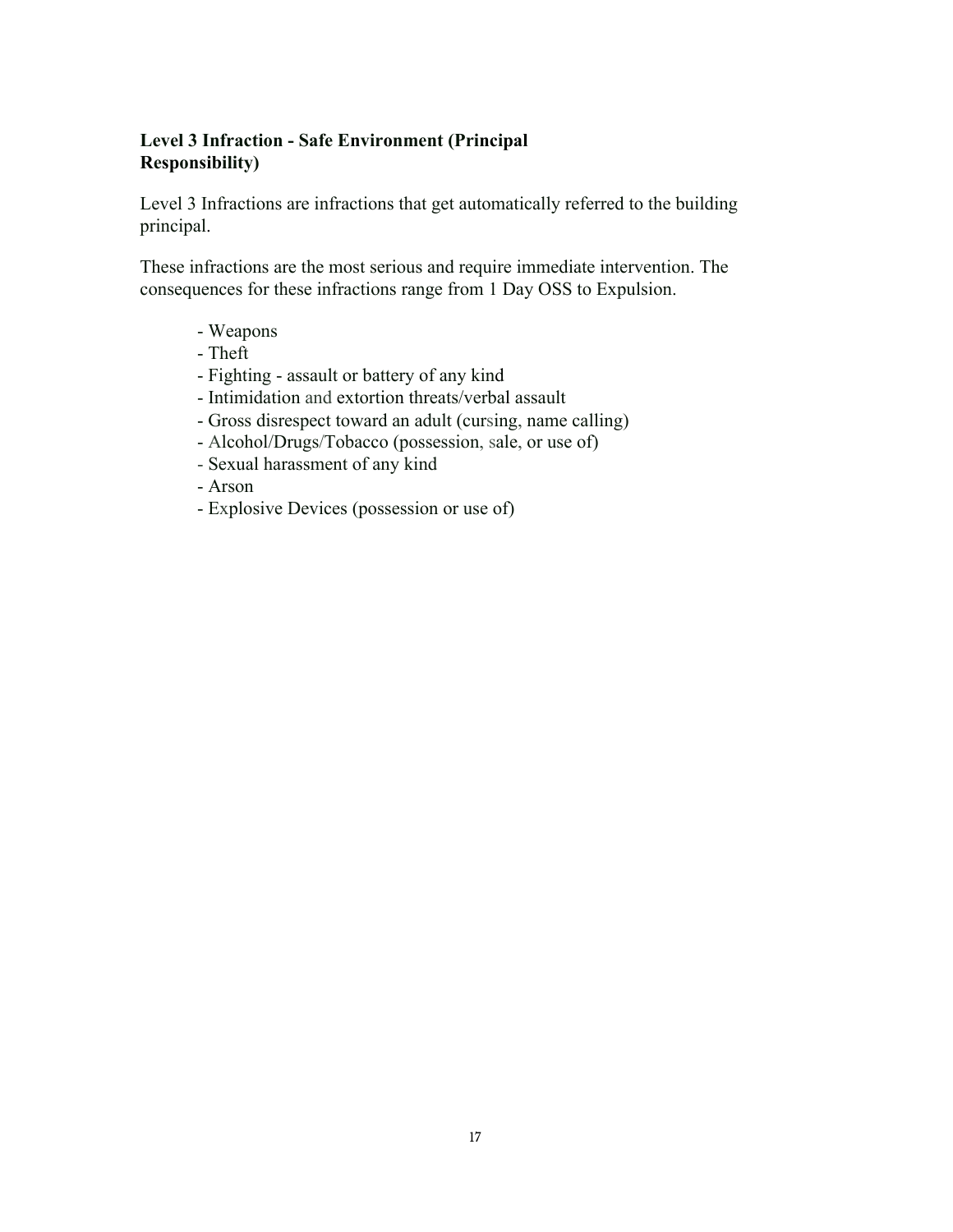**Level 3 Infraction - Safe Environment (Principal Responsibility)**

Level 3 Infractions are infractions that get automatically referred to the building principal.

These infractions are the most serious and require immediate intervention. The consequences for these infractions range from 1 Day OSS to Expulsion.

- Weapons
- Theft
- Fighting - assault or battery of any kind
- Intimidation and extortion threats/verbal assault
- Gross disrespect toward an adult (cursing, name calling)
- Alcohol/Drugs/Tobacco (possession, sale, or use of)
- Sexual harassment of any kind
- Arson
- Explosive Devices (possession or use of)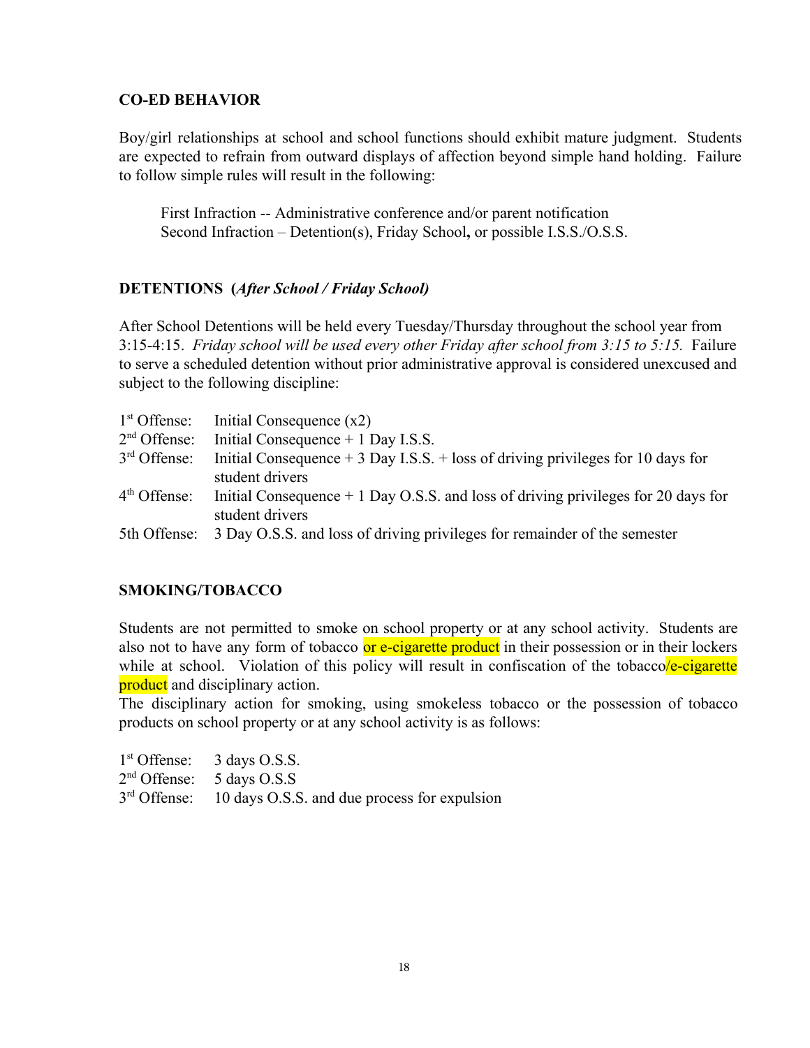### CO-ED BEHAVIOR

Boy/girl relationships at school and school functions should exhibit mature judgment. Students are expected to refrain from outward displays of affection beyond simple hand holding. Failure to follow simple rules will result in the following:

First Infraction -- Administrative conference and/or parent notification
Second Infraction – Detention(s), Friday School**,** or possible I.S.S./O.S.S.

### DETENTIONS (*After School / Friday School)*

After School Detentions will be held every Tuesday/Thursday throughout the school year from 3:15-4:15. *Friday school will be used every other Friday after school from 3:15 to 5:15.* Failure to serve a scheduled detention without prior administrative approval is considered unexcused and subject to the following discipline:

| | |
|---|---|
| 1st Offense: | Initial Consequence (x2) |
| 2nd Offense: | Initial Consequence + 1 Day I.S.S. |
| 3rd Offense: | Initial Consequence + 3 Day I.S.S. + loss of driving privileges for 10 days for student drivers |
| 4th Offense: | Initial Consequence + 1 Day O.S.S. and loss of driving privileges for 20 days for student drivers |
| 5th Offense: | 3 Day O.S.S. and loss of driving privileges for remainder of the semester |

### SMOKING/TOBACCO

Students are not permitted to smoke on school property or at any school activity. Students are also not to have any form of tobacco or e-cigarette product in their possession or in their lockers while at school. Violation of this policy will result in confiscation of the tobacco/e-cigarette product and disciplinary action.
The disciplinary action for smoking, using smokeless tobacco or the possession of tobacco products on school property or at any school activity is as follows:

| | |
|---|---|
| 1st Offense: | 3 days O.S.S. |
| 2nd Offense: | 5 days O.S.S |
| 3rd Offense: | 10 days O.S.S. and due process for expulsion |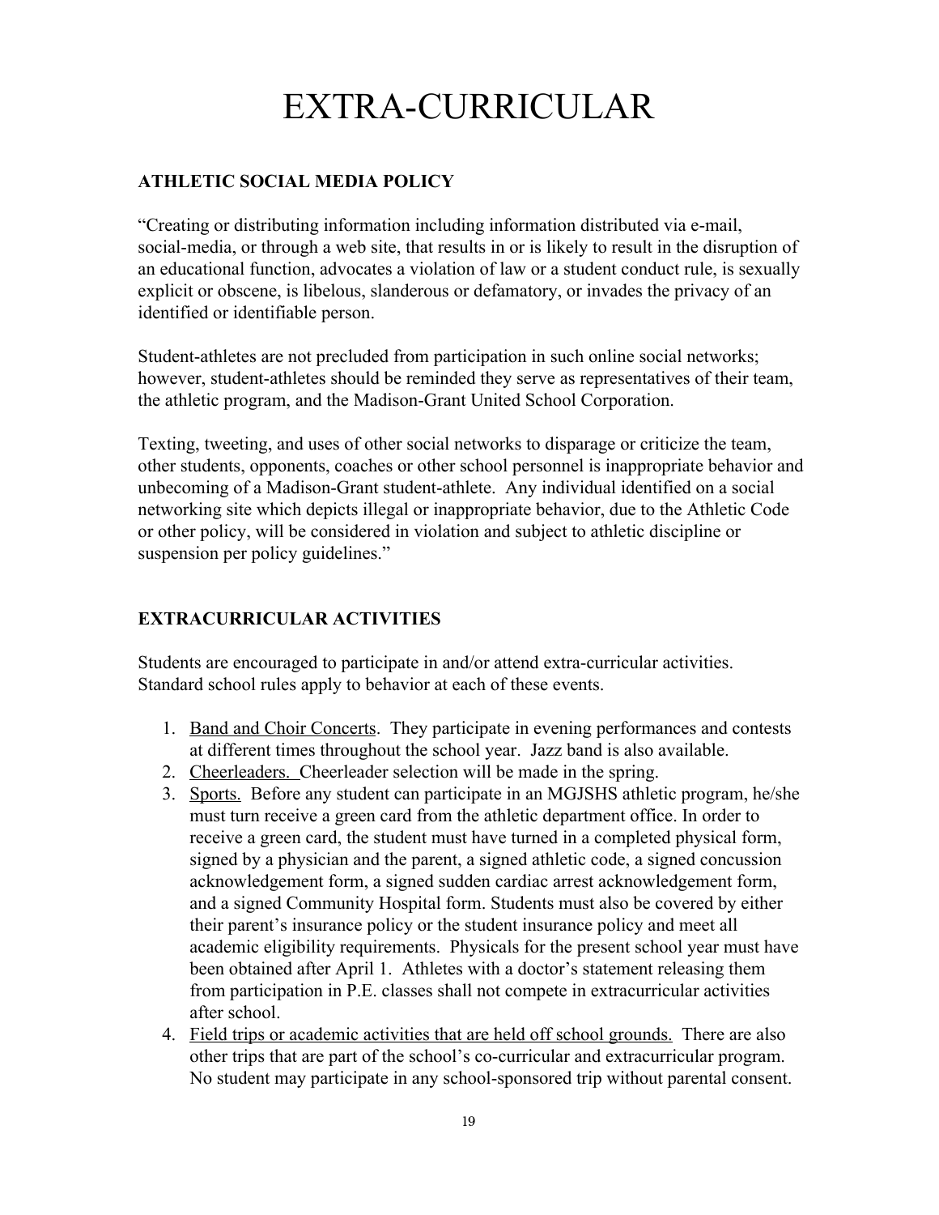# EXTRA-CURRICULAR

**ATHLETIC SOCIAL MEDIA POLICY**

"Creating or distributing information including information distributed via e-mail, social-media, or through a web site, that results in or is likely to result in the disruption of an educational function, advocates a violation of law or a student conduct rule, is sexually explicit or obscene, is libelous, slanderous or defamatory, or invades the privacy of an identified or identifiable person.

Student-athletes are not precluded from participation in such online social networks; however, student-athletes should be reminded they serve as representatives of their team, the athletic program, and the Madison-Grant United School Corporation.

Texting, tweeting, and uses of other social networks to disparage or criticize the team, other students, opponents, coaches or other school personnel is inappropriate behavior and unbecoming of a Madison-Grant student-athlete. Any individual identified on a social networking site which depicts illegal or inappropriate behavior, due to the Athletic Code or other policy, will be considered in violation and subject to athletic discipline or suspension per policy guidelines."

**EXTRACURRICULAR ACTIVITIES**

Students are encouraged to participate in and/or attend extra-curricular activities. Standard school rules apply to behavior at each of these events.

1. Band and Choir Concerts. They participate in evening performances and contests at different times throughout the school year. Jazz band is also available.
2. Cheerleaders. Cheerleader selection will be made in the spring.
3. Sports. Before any student can participate in an MGJSHS athletic program, he/she must turn receive a green card from the athletic department office. In order to receive a green card, the student must have turned in a completed physical form, signed by a physician and the parent, a signed athletic code, a signed concussion acknowledgement form, a signed sudden cardiac arrest acknowledgement form, and a signed Community Hospital form. Students must also be covered by either their parent's insurance policy or the student insurance policy and meet all academic eligibility requirements. Physicals for the present school year must have been obtained after April 1. Athletes with a doctor's statement releasing them from participation in P.E. classes shall not compete in extracurricular activities after school.
4. Field trips or academic activities that are held off school grounds. There are also other trips that are part of the school's co-curricular and extracurricular program. No student may participate in any school-sponsored trip without parental consent.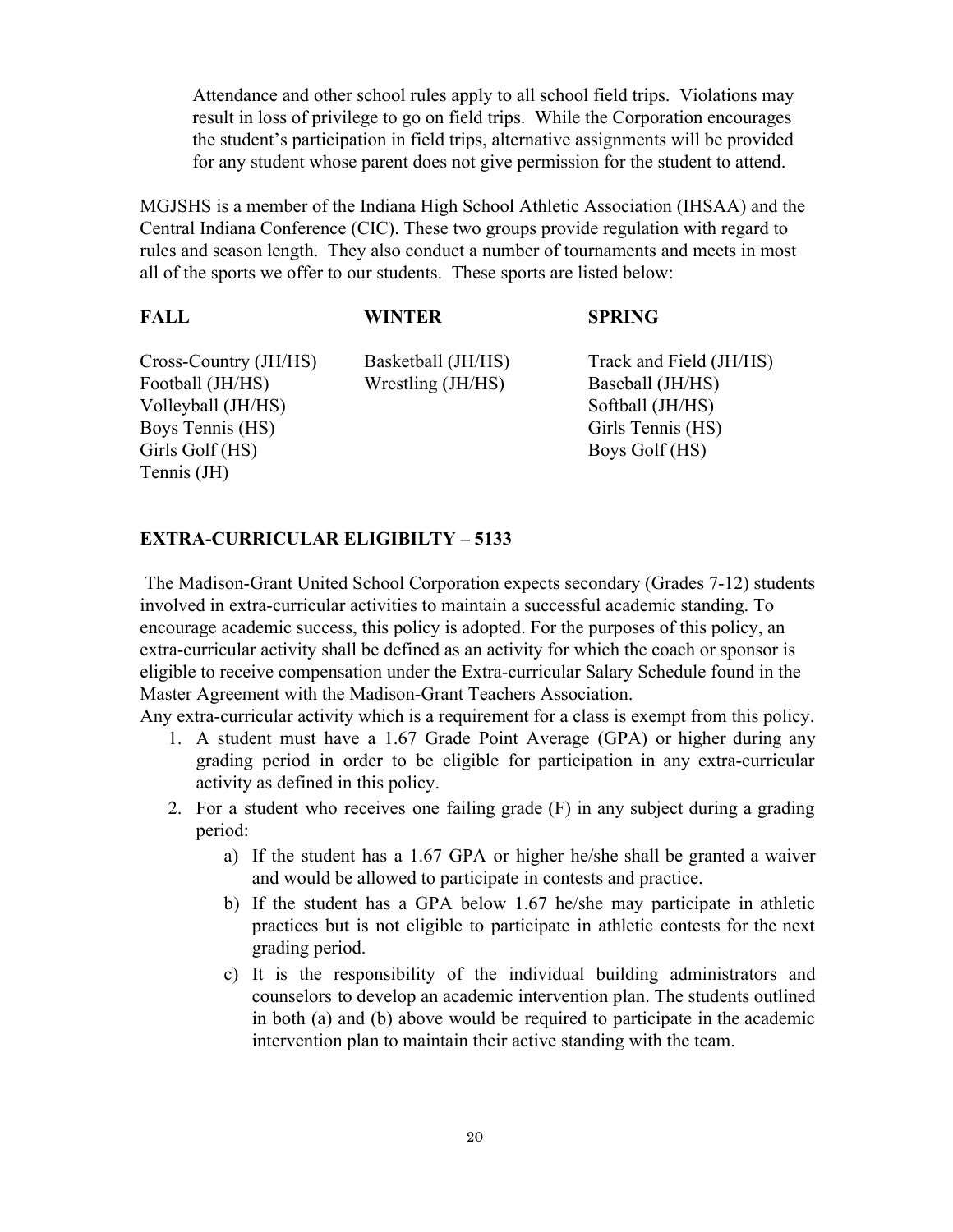Attendance and other school rules apply to all school field trips. Violations may result in loss of privilege to go on field trips. While the Corporation encourages the student's participation in field trips, alternative assignments will be provided for any student whose parent does not give permission for the student to attend.

MGJSHS is a member of the Indiana High School Athletic Association (IHSAA) and the Central Indiana Conference (CIC). These two groups provide regulation with regard to rules and season length. They also conduct a number of tournaments and meets in most all of the sports we offer to our students. These sports are listed below:

| **FALL** | **WINTER** | **SPRING** |
|---|---|---|
| Cross-Country (JH/HS) | Basketball (JH/HS) | Track and Field (JH/HS) |
| Football (JH/HS) | Wrestling (JH/HS) | Baseball (JH/HS) |
| Volleyball (JH/HS) | | Softball (JH/HS) |
| Boys Tennis (HS) | | Girls Tennis (HS) |
| Girls Golf (HS) | | Boys Golf (HS) |
| Tennis (JH) | | |

## EXTRA-CURRICULAR ELIGIBILTY – 5133

The Madison-Grant United School Corporation expects secondary (Grades 7-12) students involved in extra-curricular activities to maintain a successful academic standing. To encourage academic success, this policy is adopted. For the purposes of this policy, an extra-curricular activity shall be defined as an activity for which the coach or sponsor is eligible to receive compensation under the Extra-curricular Salary Schedule found in the Master Agreement with the Madison-Grant Teachers Association.

Any extra-curricular activity which is a requirement for a class is exempt from this policy.

1. A student must have a 1.67 Grade Point Average (GPA) or higher during any grading period in order to be eligible for participation in any extra-curricular activity as defined in this policy.
2. For a student who receives one failing grade (F) in any subject during a grading period:
   a) If the student has a 1.67 GPA or higher he/she shall be granted a waiver and would be allowed to participate in contests and practice.
   b) If the student has a GPA below 1.67 he/she may participate in athletic practices but is not eligible to participate in athletic contests for the next grading period.
   c) It is the responsibility of the individual building administrators and counselors to develop an academic intervention plan. The students outlined in both (a) and (b) above would be required to participate in the academic intervention plan to maintain their active standing with the team.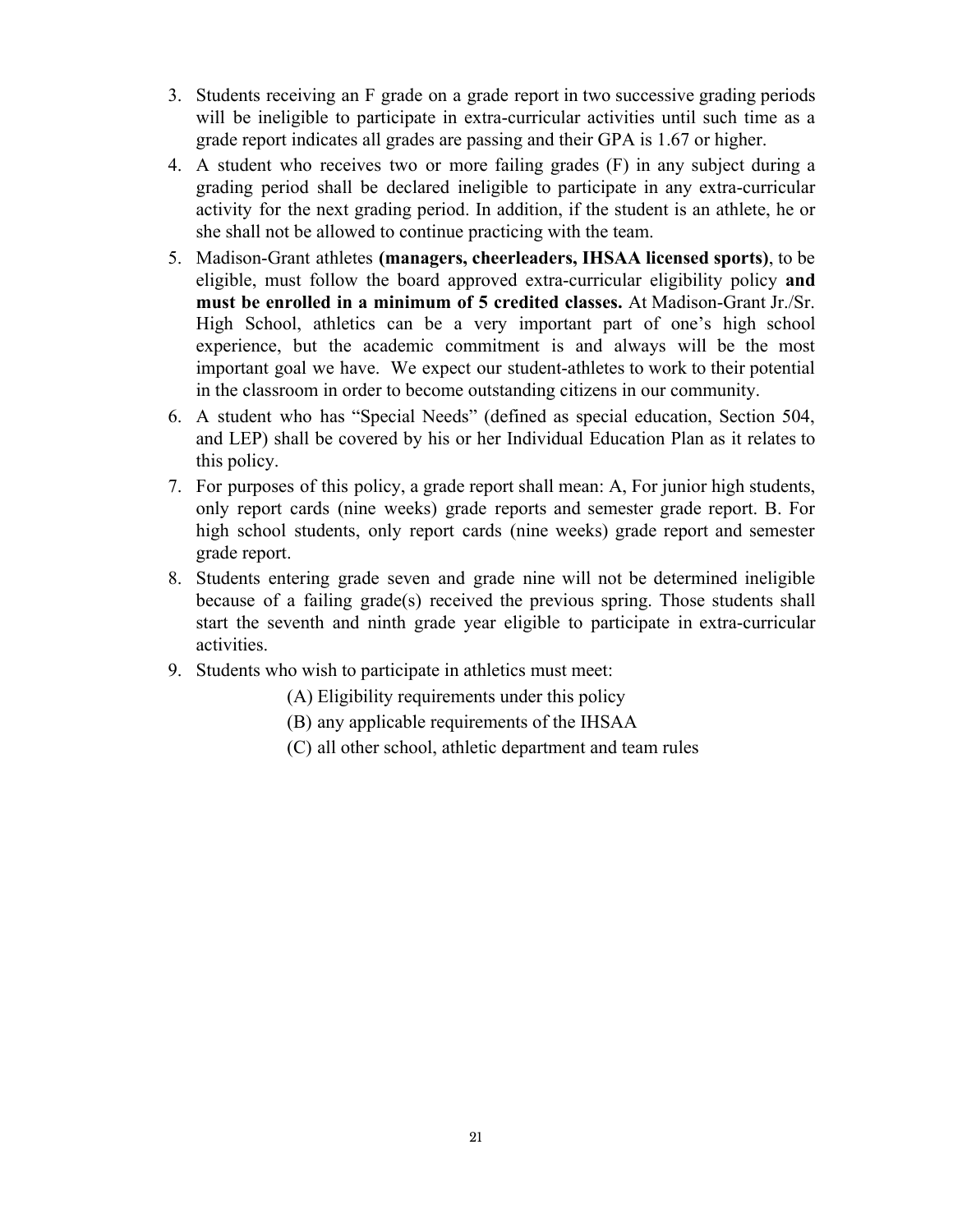3. Students receiving an F grade on a grade report in two successive grading periods will be ineligible to participate in extra-curricular activities until such time as a grade report indicates all grades are passing and their GPA is 1.67 or higher.
4. A student who receives two or more failing grades (F) in any subject during a grading period shall be declared ineligible to participate in any extra-curricular activity for the next grading period. In addition, if the student is an athlete, he or she shall not be allowed to continue practicing with the team.
5. Madison-Grant athletes **(managers, cheerleaders, IHSAA licensed sports)**, to be eligible, must follow the board approved extra-curricular eligibility policy **and must be enrolled in a minimum of 5 credited classes.** At Madison-Grant Jr./Sr. High School, athletics can be a very important part of one's high school experience, but the academic commitment is and always will be the most important goal we have. We expect our student-athletes to work to their potential in the classroom in order to become outstanding citizens in our community.
6. A student who has "Special Needs" (defined as special education, Section 504, and LEP) shall be covered by his or her Individual Education Plan as it relates to this policy.
7. For purposes of this policy, a grade report shall mean: A, For junior high students, only report cards (nine weeks) grade reports and semester grade report. B. For high school students, only report cards (nine weeks) grade report and semester grade report.
8. Students entering grade seven and grade nine will not be determined ineligible because of a failing grade(s) received the previous spring. Those students shall start the seventh and ninth grade year eligible to participate in extra-curricular activities.
9. Students who wish to participate in athletics must meet:
   - (A) Eligibility requirements under this policy
   - (B) any applicable requirements of the IHSAA
   - (C) all other school, athletic department and team rules